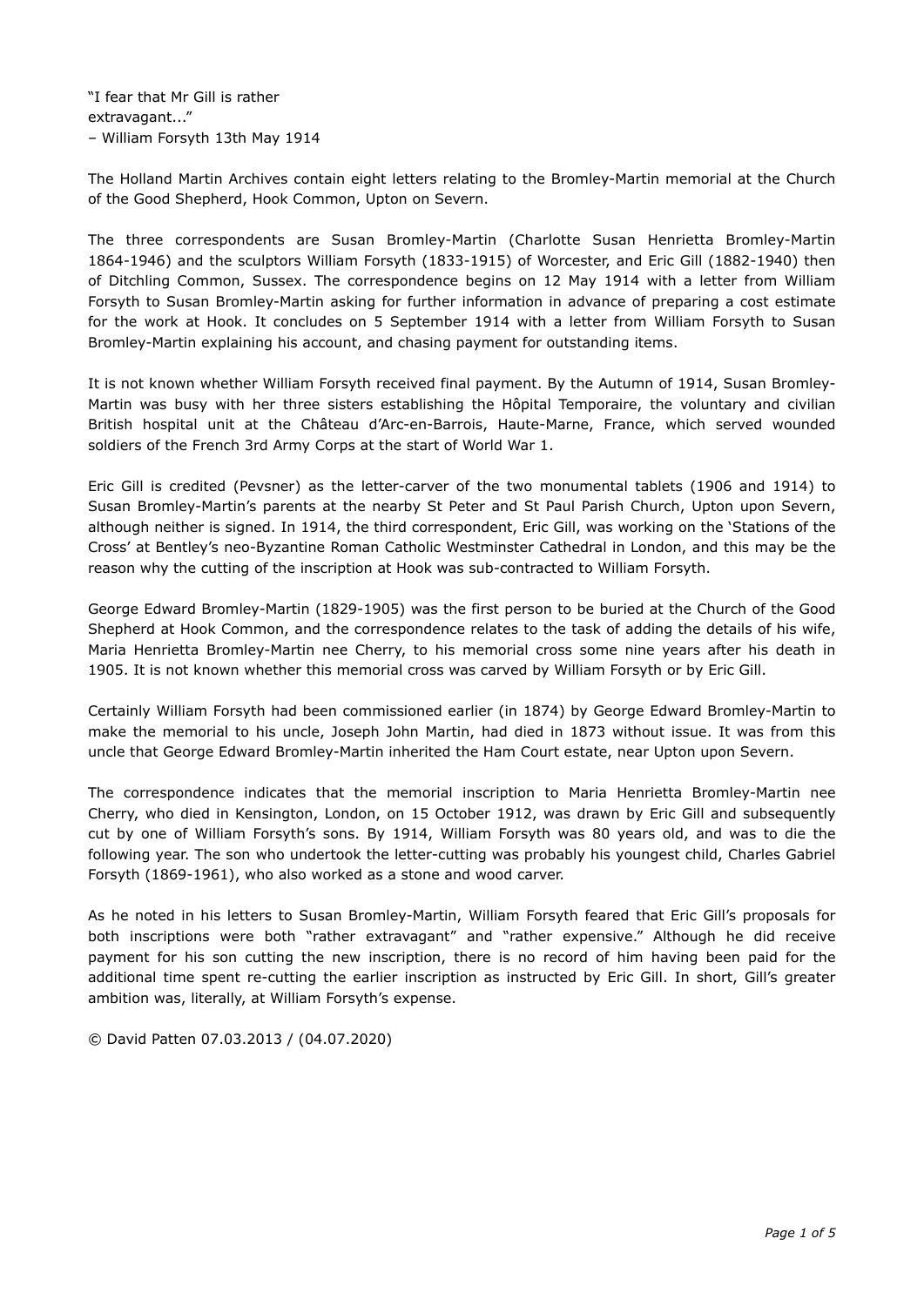"I fear that Mr Gill is rather
extravagant..."
– William Forsyth 13th May 1914

The Holland Martin Archives contain eight letters relating to the Bromley-Martin memorial at the Church of the Good Shepherd, Hook Common, Upton on Severn.

The three correspondents are Susan Bromley-Martin (Charlotte Susan Henrietta Bromley-Martin 1864-1946) and the sculptors William Forsyth (1833-1915) of Worcester, and Eric Gill (1882-1940) then of Ditchling Common, Sussex. The correspondence begins on 12 May 1914 with a letter from William Forsyth to Susan Bromley-Martin asking for further information in advance of preparing a cost estimate for the work at Hook. It concludes on 5 September 1914 with a letter from William Forsyth to Susan Bromley-Martin explaining his account, and chasing payment for outstanding items.

It is not known whether William Forsyth received final payment. By the Autumn of 1914, Susan Bromley-Martin was busy with her three sisters establishing the Hôpital Temporaire, the voluntary and civilian British hospital unit at the Château d'Arc-en-Barrois, Haute-Marne, France, which served wounded soldiers of the French 3rd Army Corps at the start of World War 1.

Eric Gill is credited (Pevsner) as the letter-carver of the two monumental tablets (1906 and 1914) to Susan Bromley-Martin's parents at the nearby St Peter and St Paul Parish Church, Upton upon Severn, although neither is signed. In 1914, the third correspondent, Eric Gill, was working on the 'Stations of the Cross' at Bentley's neo-Byzantine Roman Catholic Westminster Cathedral in London, and this may be the reason why the cutting of the inscription at Hook was sub-contracted to William Forsyth.

George Edward Bromley-Martin (1829-1905) was the first person to be buried at the Church of the Good Shepherd at Hook Common, and the correspondence relates to the task of adding the details of his wife, Maria Henrietta Bromley-Martin nee Cherry, to his memorial cross some nine years after his death in 1905. It is not known whether this memorial cross was carved by William Forsyth or by Eric Gill.

Certainly William Forsyth had been commissioned earlier (in 1874) by George Edward Bromley-Martin to make the memorial to his uncle, Joseph John Martin, had died in 1873 without issue. It was from this uncle that George Edward Bromley-Martin inherited the Ham Court estate, near Upton upon Severn.

The correspondence indicates that the memorial inscription to Maria Henrietta Bromley-Martin nee Cherry, who died in Kensington, London, on 15 October 1912, was drawn by Eric Gill and subsequently cut by one of William Forsyth's sons. By 1914, William Forsyth was 80 years old, and was to die the following year. The son who undertook the letter-cutting was probably his youngest child, Charles Gabriel Forsyth (1869-1961), who also worked as a stone and wood carver.

As he noted in his letters to Susan Bromley-Martin, William Forsyth feared that Eric Gill's proposals for both inscriptions were both "rather extravagant" and "rather expensive." Although he did receive payment for his son cutting the new inscription, there is no record of him having been paid for the additional time spent re-cutting the earlier inscription as instructed by Eric Gill. In short, Gill's greater ambition was, literally, at William Forsyth's expense.

© David Patten 07.03.2013 / (04.07.2020)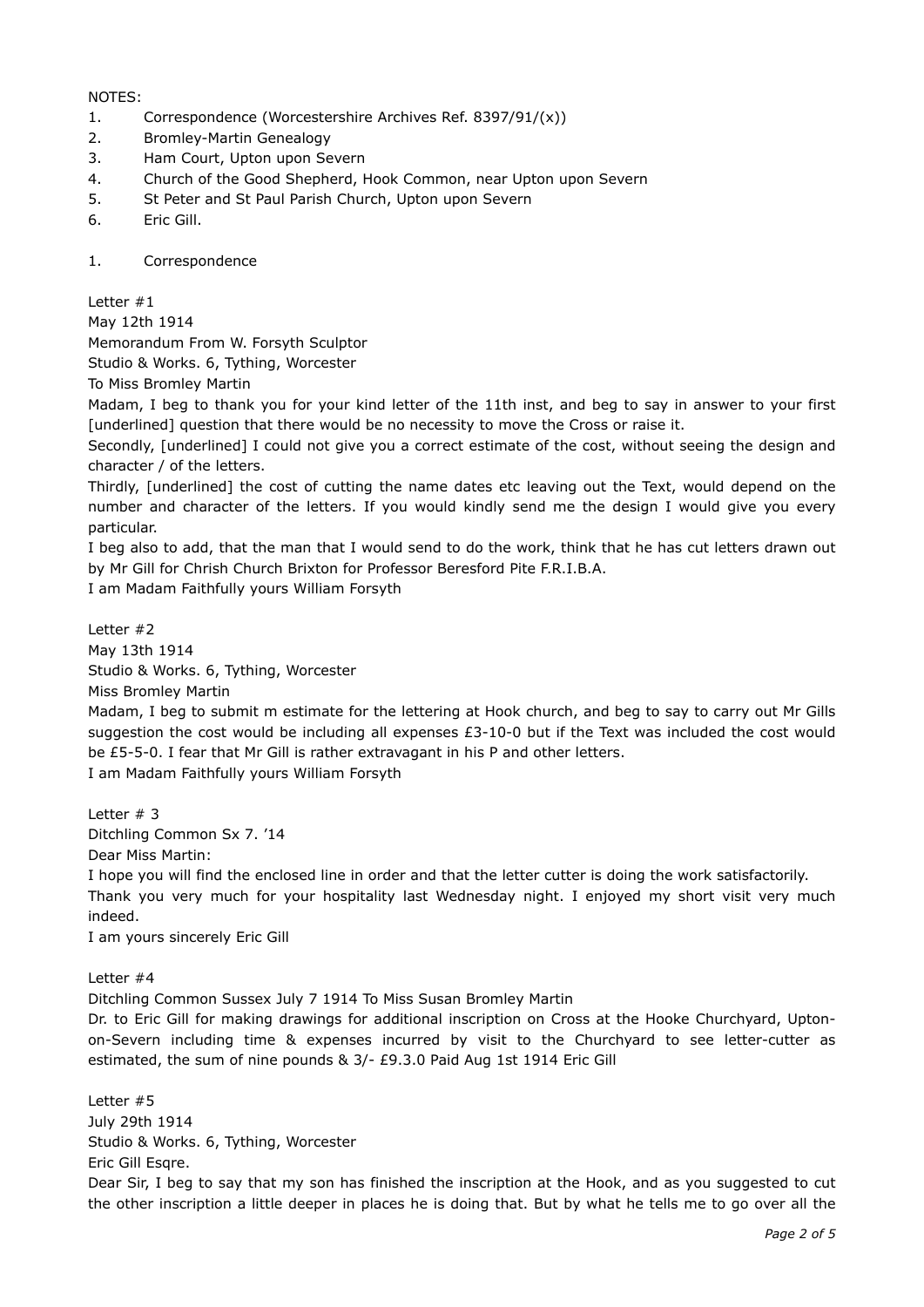NOTES:

1. Correspondence (Worcestershire Archives Ref. 8397/91/(x))
2. Bromley-Martin Genealogy
3. Ham Court, Upton upon Severn
4. Church of the Good Shepherd, Hook Common, near Upton upon Severn
5. St Peter and St Paul Parish Church, Upton upon Severn
6. Eric Gill.

1. Correspondence

Letter #1
May 12th 1914
Memorandum From W. Forsyth Sculptor
Studio & Works. 6, Tything, Worcester
To Miss Bromley Martin
Madam, I beg to thank you for your kind letter of the 11th inst, and beg to say in answer to your first [underlined] question that there would be no necessity to move the Cross or raise it.
Secondly, [underlined] I could not give you a correct estimate of the cost, without seeing the design and character / of the letters.
Thirdly, [underlined] the cost of cutting the name dates etc leaving out the Text, would depend on the number and character of the letters. If you would kindly send me the design I would give you every particular.
I beg also to add, that the man that I would send to do the work, think that he has cut letters drawn out by Mr Gill for Chrish Church Brixton for Professor Beresford Pite F.R.I.B.A.
I am Madam Faithfully yours William Forsyth

Letter #2
May 13th 1914
Studio & Works. 6, Tything, Worcester
Miss Bromley Martin
Madam, I beg to submit m estimate for the lettering at Hook church, and beg to say to carry out Mr Gills suggestion the cost would be including all expenses £3-10-0 but if the Text was included the cost would be £5-5-0. I fear that Mr Gill is rather extravagant in his P and other letters.
I am Madam Faithfully yours William Forsyth

Letter # 3
Ditchling Common Sx 7. '14
Dear Miss Martin:
I hope you will find the enclosed line in order and that the letter cutter is doing the work satisfactorily.
Thank you very much for your hospitality last Wednesday night. I enjoyed my short visit very much indeed.
I am yours sincerely Eric Gill

Letter #4
Ditchling Common Sussex July 7 1914 To Miss Susan Bromley Martin
Dr. to Eric Gill for making drawings for additional inscription on Cross at the Hooke Churchyard, Upton-on-Severn including time & expenses incurred by visit to the Churchyard to see letter-cutter as estimated, the sum of nine pounds & 3/- £9.3.0 Paid Aug 1st 1914 Eric Gill

Letter #5
July 29th 1914
Studio & Works. 6, Tything, Worcester
Eric Gill Esqre.
Dear Sir, I beg to say that my son has finished the inscription at the Hook, and as you suggested to cut the other inscription a little deeper in places he is doing that. But by what he tells me to go over all the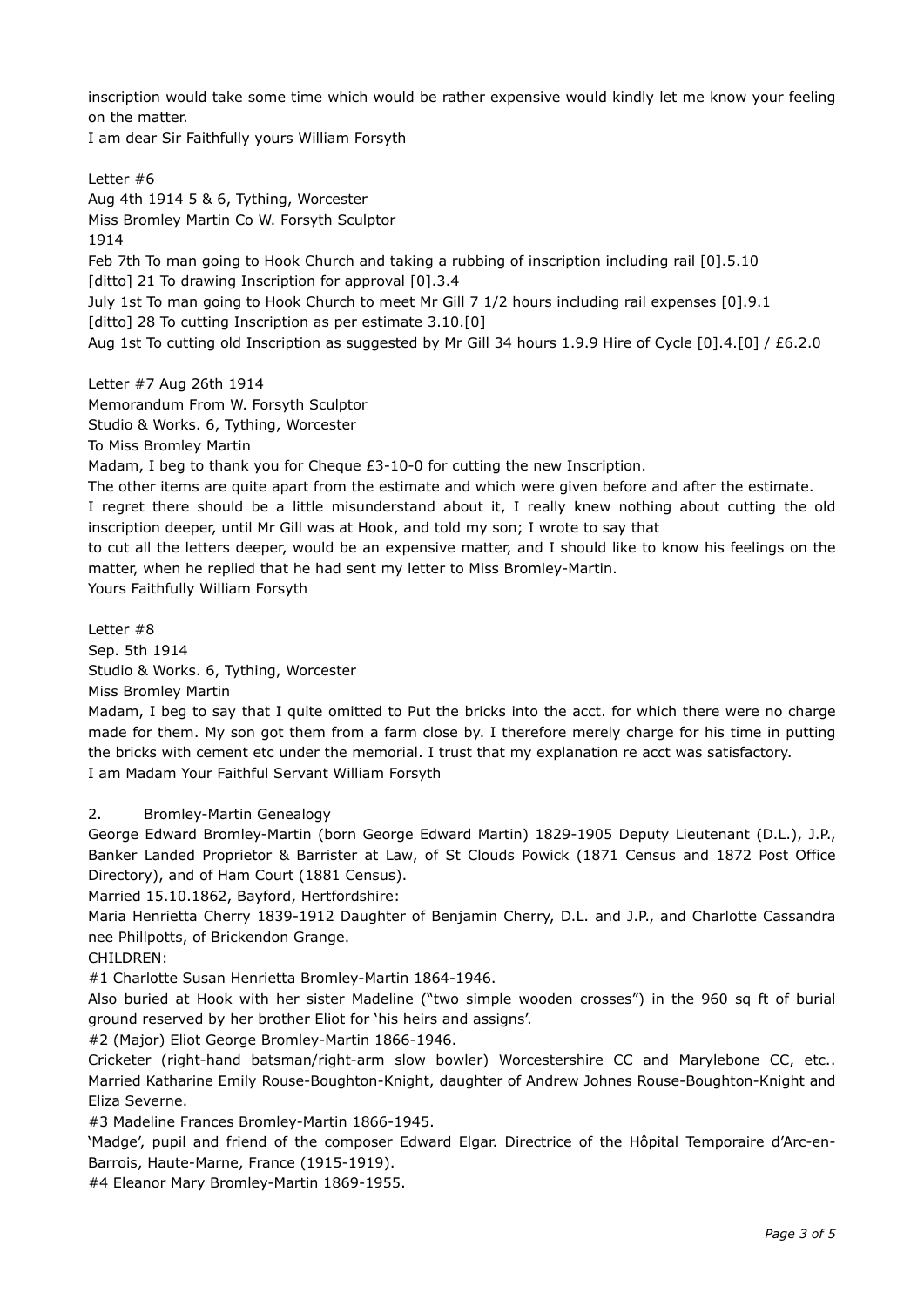inscription would take some time which would be rather expensive would kindly let me know your feeling on the matter.

I am dear Sir Faithfully yours William Forsyth

Letter #6

Aug 4th 1914 5 & 6, Tything, Worcester

Miss Bromley Martin Co W. Forsyth Sculptor

1914

Feb 7th To man going to Hook Church and taking a rubbing of inscription including rail [0].5.10

[ditto] 21 To drawing Inscription for approval [0].3.4

July 1st To man going to Hook Church to meet Mr Gill 7 1/2 hours including rail expenses [0].9.1

[ditto] 28 To cutting Inscription as per estimate 3.10.[0]

Aug 1st To cutting old Inscription as suggested by Mr Gill 34 hours 1.9.9 Hire of Cycle [0].4.[0] / £6.2.0

Letter #7 Aug 26th 1914

Memorandum From W. Forsyth Sculptor

Studio & Works. 6, Tything, Worcester

To Miss Bromley Martin

Madam, I beg to thank you for Cheque £3-10-0 for cutting the new Inscription.

The other items are quite apart from the estimate and which were given before and after the estimate.

I regret there should be a little misunderstand about it, I really knew nothing about cutting the old inscription deeper, until Mr Gill was at Hook, and told my son; I wrote to say that

to cut all the letters deeper, would be an expensive matter, and I should like to know his feelings on the matter, when he replied that he had sent my letter to Miss Bromley-Martin.

Yours Faithfully William Forsyth

Letter #8

Sep. 5th 1914

Studio & Works. 6, Tything, Worcester

Miss Bromley Martin

Madam, I beg to say that I quite omitted to Put the bricks into the acct. for which there were no charge made for them. My son got them from a farm close by. I therefore merely charge for his time in putting the bricks with cement etc under the memorial. I trust that my explanation re acct was satisfactory.

I am Madam Your Faithful Servant William Forsyth

## 2. Bromley-Martin Genealogy

George Edward Bromley-Martin (born George Edward Martin) 1829-1905 Deputy Lieutenant (D.L.), J.P., Banker Landed Proprietor & Barrister at Law, of St Clouds Powick (1871 Census and 1872 Post Office Directory), and of Ham Court (1881 Census).

Married 15.10.1862, Bayford, Hertfordshire:

Maria Henrietta Cherry 1839-1912 Daughter of Benjamin Cherry, D.L. and J.P., and Charlotte Cassandra nee Phillpotts, of Brickendon Grange.

CHILDREN:

#1 Charlotte Susan Henrietta Bromley-Martin 1864-1946.

Also buried at Hook with her sister Madeline ("two simple wooden crosses") in the 960 sq ft of burial ground reserved by her brother Eliot for 'his heirs and assigns'.

#2 (Major) Eliot George Bromley-Martin 1866-1946.

Cricketer (right-hand batsman/right-arm slow bowler) Worcestershire CC and Marylebone CC, etc.. Married Katharine Emily Rouse-Boughton-Knight, daughter of Andrew Johnes Rouse-Boughton-Knight and Eliza Severne.

#3 Madeline Frances Bromley-Martin 1866-1945.

'Madge', pupil and friend of the composer Edward Elgar. Directrice of the Hôpital Temporaire d'Arc-en-Barrois, Haute-Marne, France (1915-1919).

#4 Eleanor Mary Bromley-Martin 1869-1955.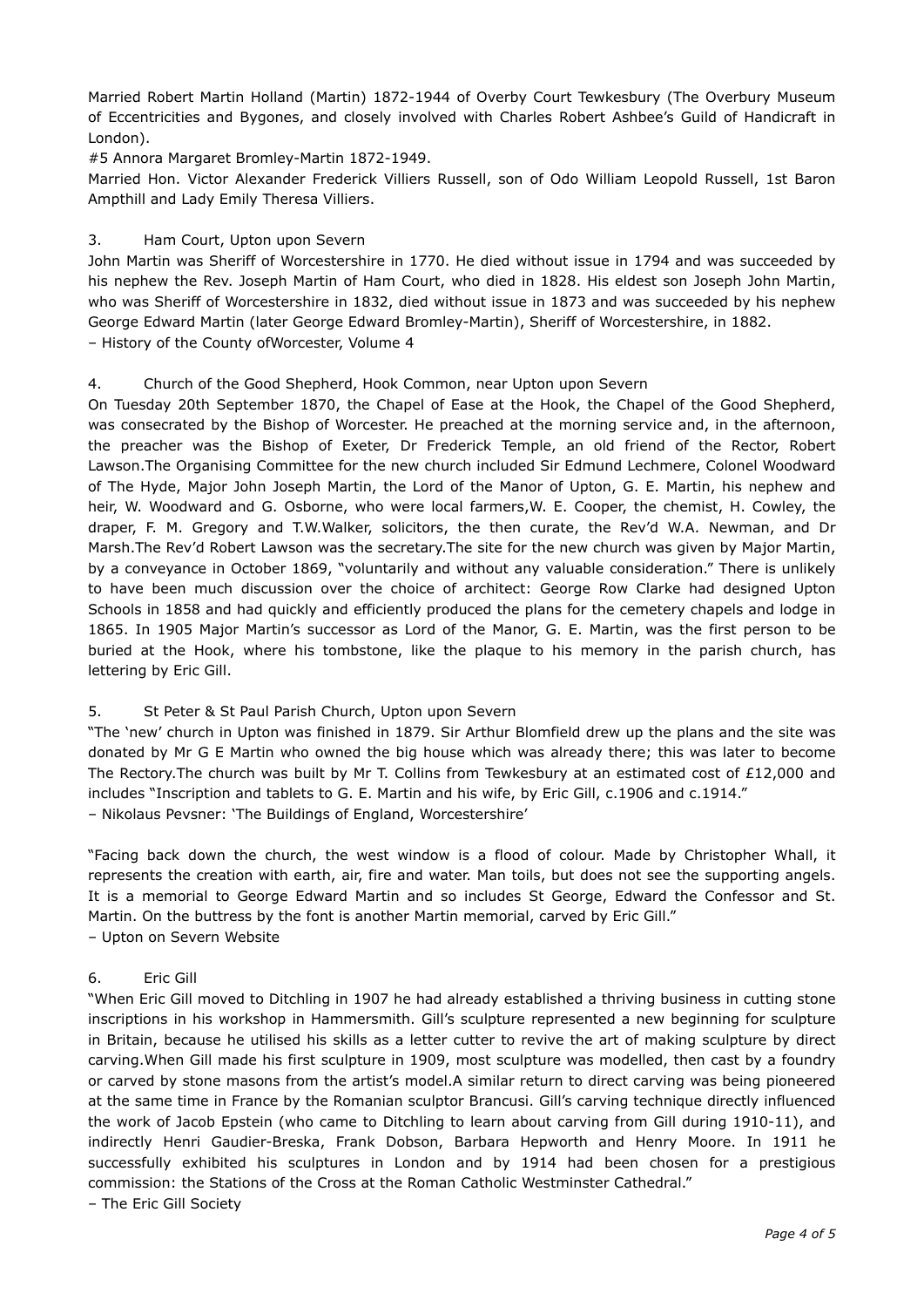Married Robert Martin Holland (Martin) 1872-1944 of Overby Court Tewkesbury (The Overbury Museum of Eccentricities and Bygones, and closely involved with Charles Robert Ashbee's Guild of Handicraft in London).

#5 Annora Margaret Bromley-Martin 1872-1949.

Married Hon. Victor Alexander Frederick Villiers Russell, son of Odo William Leopold Russell, 1st Baron Ampthill and Lady Emily Theresa Villiers.

3. Ham Court, Upton upon Severn

John Martin was Sheriff of Worcestershire in 1770. He died without issue in 1794 and was succeeded by his nephew the Rev. Joseph Martin of Ham Court, who died in 1828. His eldest son Joseph John Martin, who was Sheriff of Worcestershire in 1832, died without issue in 1873 and was succeeded by his nephew George Edward Martin (later George Edward Bromley-Martin), Sheriff of Worcestershire, in 1882.
– History of the County ofWorcester, Volume 4

4. Church of the Good Shepherd, Hook Common, near Upton upon Severn

On Tuesday 20th September 1870, the Chapel of Ease at the Hook, the Chapel of the Good Shepherd, was consecrated by the Bishop of Worcester. He preached at the morning service and, in the afternoon, the preacher was the Bishop of Exeter, Dr Frederick Temple, an old friend of the Rector, Robert Lawson.The Organising Committee for the new church included Sir Edmund Lechmere, Colonel Woodward of The Hyde, Major John Joseph Martin, the Lord of the Manor of Upton, G. E. Martin, his nephew and heir, W. Woodward and G. Osborne, who were local farmers,W. E. Cooper, the chemist, H. Cowley, the draper, F. M. Gregory and T.W.Walker, solicitors, the then curate, the Rev'd W.A. Newman, and Dr Marsh.The Rev'd Robert Lawson was the secretary.The site for the new church was given by Major Martin, by a conveyance in October 1869, "voluntarily and without any valuable consideration." There is unlikely to have been much discussion over the choice of architect: George Row Clarke had designed Upton Schools in 1858 and had quickly and efficiently produced the plans for the cemetery chapels and lodge in 1865. In 1905 Major Martin's successor as Lord of the Manor, G. E. Martin, was the first person to be buried at the Hook, where his tombstone, like the plaque to his memory in the parish church, has lettering by Eric Gill.

5. St Peter & St Paul Parish Church, Upton upon Severn

"The 'new' church in Upton was finished in 1879. Sir Arthur Blomfield drew up the plans and the site was donated by Mr G E Martin who owned the big house which was already there; this was later to become The Rectory.The church was built by Mr T. Collins from Tewkesbury at an estimated cost of £12,000 and includes "Inscription and tablets to G. E. Martin and his wife, by Eric Gill, c.1906 and c.1914."
– Nikolaus Pevsner: 'The Buildings of England, Worcestershire'

"Facing back down the church, the west window is a flood of colour. Made by Christopher Whall, it represents the creation with earth, air, fire and water. Man toils, but does not see the supporting angels. It is a memorial to George Edward Martin and so includes St George, Edward the Confessor and St. Martin. On the buttress by the font is another Martin memorial, carved by Eric Gill."
– Upton on Severn Website

6. Eric Gill

"When Eric Gill moved to Ditchling in 1907 he had already established a thriving business in cutting stone inscriptions in his workshop in Hammersmith. Gill's sculpture represented a new beginning for sculpture in Britain, because he utilised his skills as a letter cutter to revive the art of making sculpture by direct carving.When Gill made his first sculpture in 1909, most sculpture was modelled, then cast by a foundry or carved by stone masons from the artist's model.A similar return to direct carving was being pioneered at the same time in France by the Romanian sculptor Brancusi. Gill's carving technique directly influenced the work of Jacob Epstein (who came to Ditchling to learn about carving from Gill during 1910-11), and indirectly Henri Gaudier-Breska, Frank Dobson, Barbara Hepworth and Henry Moore. In 1911 he successfully exhibited his sculptures in London and by 1914 had been chosen for a prestigious commission: the Stations of the Cross at the Roman Catholic Westminster Cathedral."
– The Eric Gill Society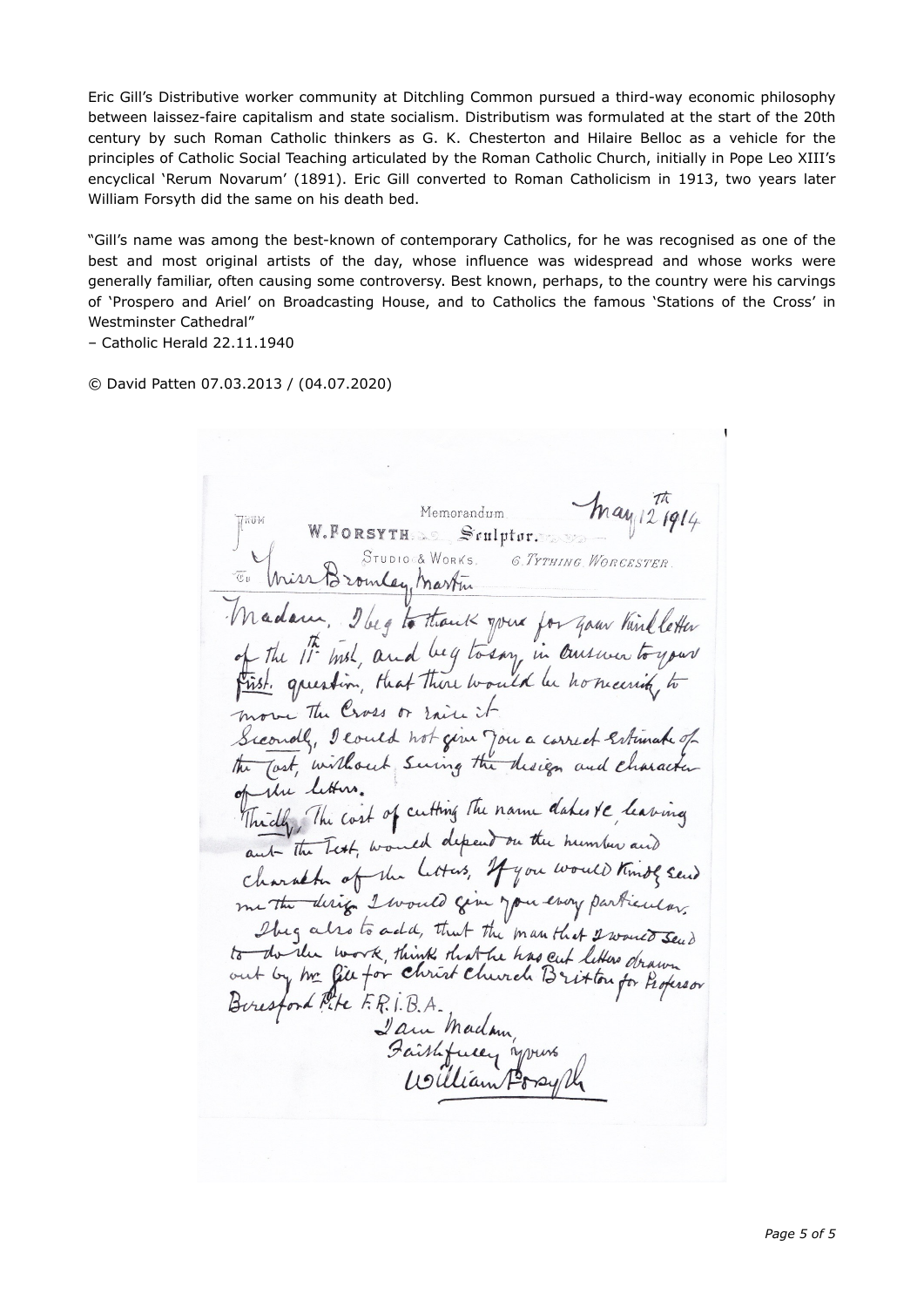Eric Gill's Distributive worker community at Ditchling Common pursued a third-way economic philosophy between laissez-faire capitalism and state socialism. Distributism was formulated at the start of the 20th century by such Roman Catholic thinkers as G. K. Chesterton and Hilaire Belloc as a vehicle for the principles of Catholic Social Teaching articulated by the Roman Catholic Church, initially in Pope Leo XIII's encyclical 'Rerum Novarum' (1891). Eric Gill converted to Roman Catholicism in 1913, two years later William Forsyth did the same on his death bed.

"Gill's name was among the best-known of contemporary Catholics, for he was recognised as one of the best and most original artists of the day, whose influence was widespread and whose works were generally familiar, often causing some controversy. Best known, perhaps, to the country were his carvings of 'Prospero and Ariel' on Broadcasting House, and to Catholics the famous 'Stations of the Cross' in Westminster Cathedral"
– Catholic Herald 22.11.1940

© David Patten 07.03.2013 / (04.07.2020)

Memorandum May 12th 1914

From W. FORSYTH Sculptor.
STUDIO & WORKS. 6, TYTHING, WORCESTER.

To Miss Bromley Martin

Madam, I beg to thank you for your kind letter of the 1st inst, and beg to say, in answer to your first question, that there would be no necessity to move the Cross or raise it.
Secondly, I could not give you a correct estimate of the cost, without seeing the design and character of the letters.
Thirdly, The cost of cutting the name dates &c, leaving out the Text, would depend on the number and character of the letters, If you would kindly send me the design I would give you every particular.
I beg also to add, that the man that I would send to do the work, thinks that he has cut letters drawn out by Mr Gill for Christ Church Brixton for Professor Beresford Pite F.R.I.B.A.

I am Madam,
Faithfully yours
William Forsyth